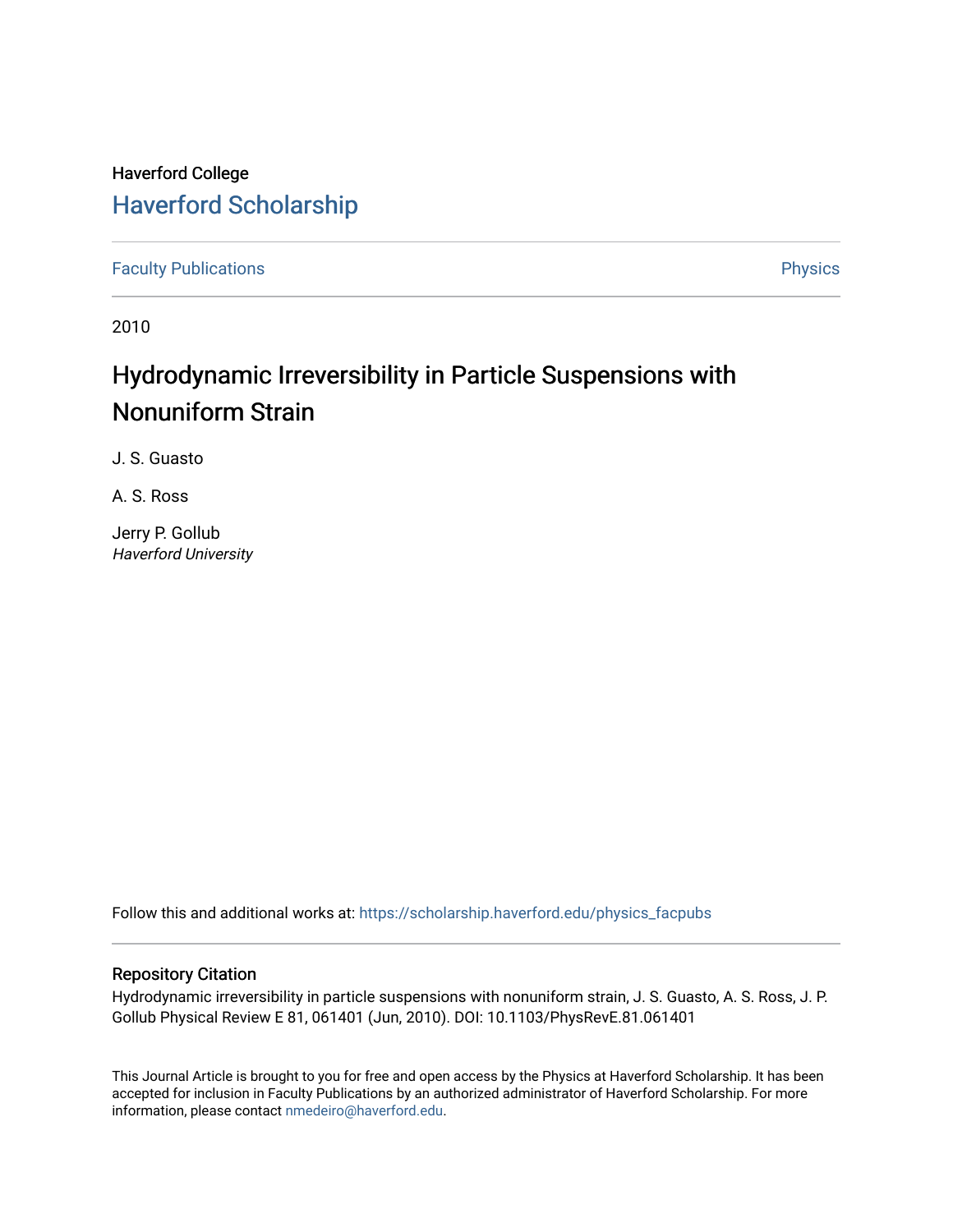Haverford College

# Haverford Scholarship

Faculty Publications | Physics

2010

## Hydrodynamic Irreversibility in Particle Suspensions with Nonuniform Strain

J. S. Guasto

A. S. Ross

Jerry P. Gollub
*Haverford University*

Follow this and additional works at: https://scholarship.haverford.edu/physics_facpubs

### Repository Citation

Hydrodynamic irreversibility in particle suspensions with nonuniform strain, J. S. Guasto, A. S. Ross, J. P. Gollub Physical Review E 81, 061401 (Jun, 2010). DOI: 10.1103/PhysRevE.81.061401

This Journal Article is brought to you for free and open access by the Physics at Haverford Scholarship. It has been accepted for inclusion in Faculty Publications by an authorized administrator of Haverford Scholarship. For more information, please contact nmedeiro@haverford.edu.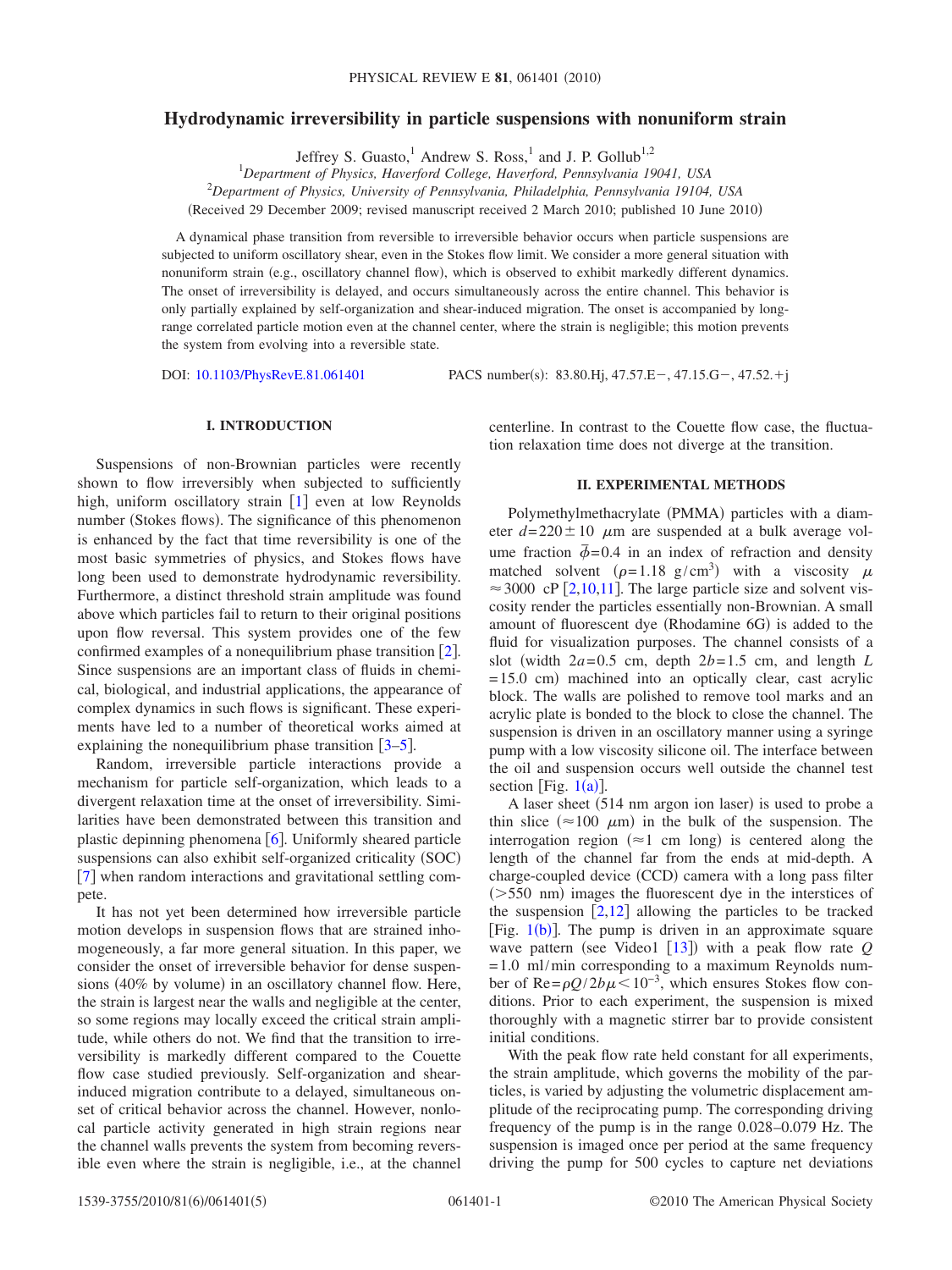# Hydrodynamic irreversibility in particle suspensions with nonuniform strain

Jeffrey S. Guasto,[1] Andrew S. Ross,[1] and J. P. Gollub[1,2]

[1]*Department of Physics, Haverford College, Haverford, Pennsylvania 19041, USA*

[2]*Department of Physics, University of Pennsylvania, Philadelphia, Pennsylvania 19104, USA*

(Received 29 December 2009; revised manuscript received 2 March 2010; published 10 June 2010)

A dynamical phase transition from reversible to irreversible behavior occurs when particle suspensions are subjected to uniform oscillatory shear, even in the Stokes flow limit. We consider a more general situation with nonuniform strain (e.g., oscillatory channel flow), which is observed to exhibit markedly different dynamics. The onset of irreversibility is delayed, and occurs simultaneously across the entire channel. This behavior is only partially explained by self-organization and shear-induced migration. The onset is accompanied by long-range correlated particle motion even at the channel center, where the strain is negligible; this motion prevents the system from evolving into a reversible state.

DOI: 10.1103/PhysRevE.81.061401 PACS number(s): 83.80.Hj, 47.57.E−, 47.15.G−, 47.52.+j

## I. INTRODUCTION

Suspensions of non-Brownian particles were recently shown to flow irreversibly when subjected to sufficiently high, uniform oscillatory strain [1] even at low Reynolds number (Stokes flows). The significance of this phenomenon is enhanced by the fact that time reversibility is one of the most basic symmetries of physics, and Stokes flows have long been used to demonstrate hydrodynamic reversibility. Furthermore, a distinct threshold strain amplitude was found above which particles fail to return to their original positions upon flow reversal. This system provides one of the few confirmed examples of a nonequilibrium phase transition [2]. Since suspensions are an important class of fluids in chemical, biological, and industrial applications, the appearance of complex dynamics in such flows is significant. These experiments have led to a number of theoretical works aimed at explaining the nonequilibrium phase transition [3–5].

Random, irreversible particle interactions provide a mechanism for particle self-organization, which leads to a divergent relaxation time at the onset of irreversibility. Similarities have been demonstrated between this transition and plastic depinning phenomena [6]. Uniformly sheared particle suspensions can also exhibit self-organized criticality (SOC) [7] when random interactions and gravitational settling compete.

It has not yet been determined how irreversible particle motion develops in suspension flows that are strained inhomogeneously, a far more general situation. In this paper, we consider the onset of irreversible behavior for dense suspensions (40% by volume) in an oscillatory channel flow. Here, the strain is largest near the walls and negligible at the center, so some regions may locally exceed the critical strain amplitude, while others do not. We find that the transition to irreversibility is markedly different compared to the Couette flow case studied previously. Self-organization and shear-induced migration contribute to a delayed, simultaneous onset of critical behavior across the channel. However, nonlocal particle activity generated in high strain regions near the channel walls prevents the system from becoming reversible even where the strain is negligible, i.e., at the channel centerline. In contrast to the Couette flow case, the fluctuation relaxation time does not diverge at the transition.

## II. EXPERIMENTAL METHODS

Polymethylmethacrylate (PMMA) particles with a diameter $d=220\pm10$ $\mu$m are suspended at a bulk average volume fraction $\bar{\phi}=0.4$ in an index of refraction and density matched solvent ($\rho=1.18$ g/cm$^3$) with a viscosity $\mu \approx 3000$ cP [2,10,11]. The large particle size and solvent viscosity render the particles essentially non-Brownian. A small amount of fluorescent dye (Rhodamine 6G) is added to the fluid for visualization purposes. The channel consists of a slot (width $2a=0.5$ cm, depth $2b=1.5$ cm, and length $L=15.0$ cm) machined into an optically clear, cast acrylic block. The walls are polished to remove tool marks and an acrylic plate is bonded to the block to close the channel. The suspension is driven in an oscillatory manner using a syringe pump with a low viscosity silicone oil. The interface between the oil and suspension occurs well outside the channel test section [Fig. 1(a)].

A laser sheet (514 nm argon ion laser) is used to probe a thin slice ($\approx100$ $\mu$m) in the bulk of the suspension. The interrogation region ($\approx1$ cm long) is centered along the length of the channel far from the ends at mid-depth. A charge-coupled device (CCD) camera with a long pass filter ($>550$ nm) images the fluorescent dye in the interstices of the suspension [2,12] allowing the particles to be tracked [Fig. 1(b)]. The pump is driven in an approximate square wave pattern (see Video1 [13]) with a peak flow rate $Q=1.0$ ml/min corresponding to a maximum Reynolds number of $\text{Re}=\rho Q/2b\mu<10^{-3}$, which ensures Stokes flow conditions. Prior to each experiment, the suspension is mixed thoroughly with a magnetic stirrer bar to provide consistent initial conditions.

With the peak flow rate held constant for all experiments, the strain amplitude, which governs the mobility of the particles, is varied by adjusting the volumetric displacement amplitude of the reciprocating pump. The corresponding driving frequency of the pump is in the range 0.028–0.079 Hz. The suspension is imaged once per period at the same frequency driving the pump for 500 cycles to capture net deviations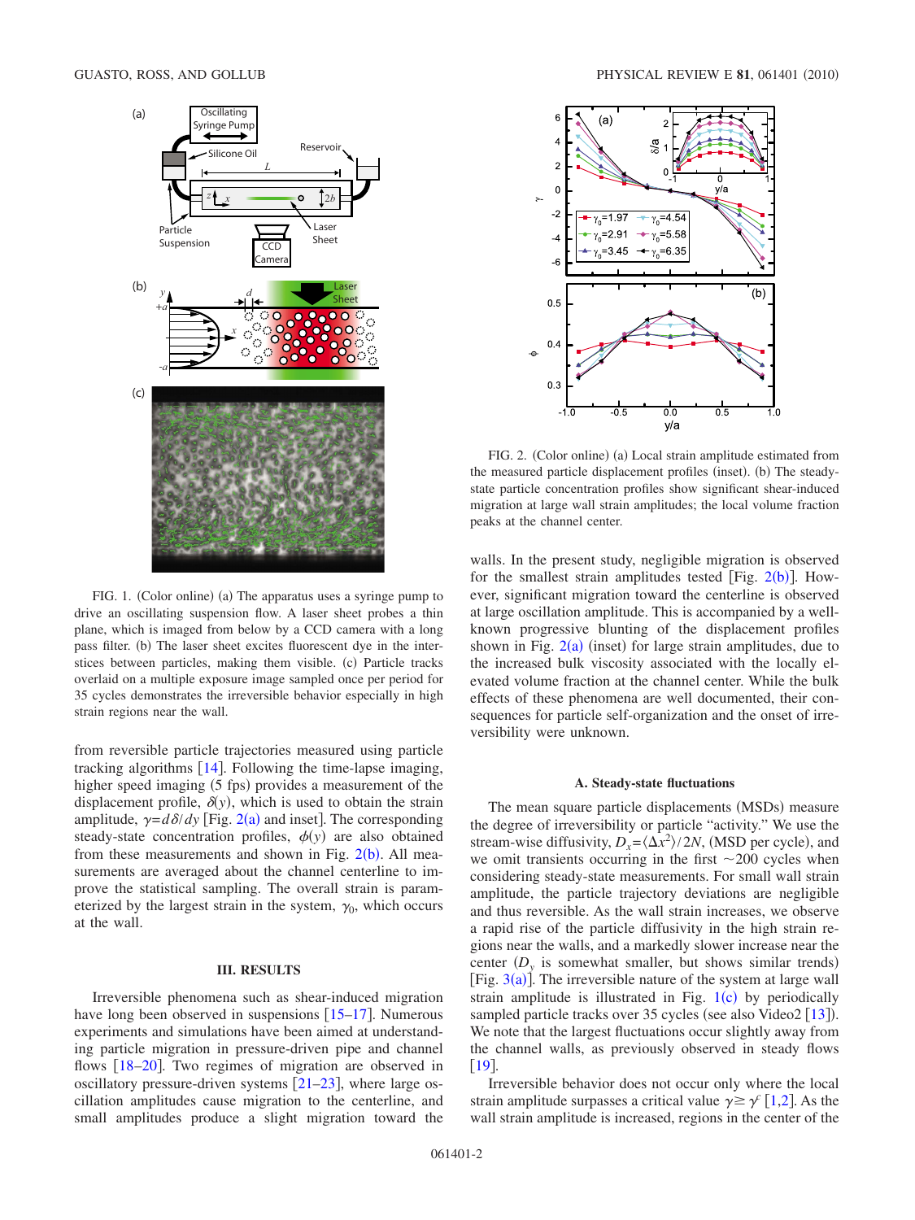FIG. 1. (Color online) (a) The apparatus uses a syringe pump to drive an oscillating suspension flow. A laser sheet probes a thin plane, which is imaged from below by a CCD camera with a long pass filter. (b) The laser sheet excites fluorescent dye in the interstices between particles, making them visible. (c) Particle tracks overlaid on a multiple exposure image sampled once per period for 35 cycles demonstrates the irreversible behavior especially in high strain regions near the wall.

FIG. 2. (Color online) (a) Local strain amplitude estimated from the measured particle displacement profiles (inset). (b) The steady-state particle concentration profiles show significant shear-induced migration at large wall strain amplitudes; the local volume fraction peaks at the channel center.

from reversible particle trajectories measured using particle tracking algorithms [14]. Following the time-lapse imaging, higher speed imaging (5 fps) provides a measurement of the displacement profile, $\delta(y)$, which is used to obtain the strain amplitude, $\gamma = d\delta/dy$ [Fig. 2(a) and inset]. The corresponding steady-state concentration profiles, $\phi(y)$ are also obtained from these measurements and shown in Fig. 2(b). All measurements are averaged about the channel centerline to improve the statistical sampling. The overall strain is parameterized by the largest strain in the system, $\gamma_0$, which occurs at the wall.

## III. RESULTS

Irreversible phenomena such as shear-induced migration have long been observed in suspensions [15–17]. Numerous experiments and simulations have been aimed at understanding particle migration in pressure-driven pipe and channel flows [18–20]. Two regimes of migration are observed in oscillatory pressure-driven systems [21–23], where large oscillation amplitudes cause migration to the centerline, and small amplitudes produce a slight migration toward the walls. In the present study, negligible migration is observed for the smallest strain amplitudes tested [Fig. 2(b)]. However, significant migration toward the centerline is observed at large oscillation amplitude. This is accompanied by a well-known progressive blunting of the displacement profiles shown in Fig. 2(a) (inset) for large strain amplitudes, due to the increased bulk viscosity associated with the locally elevated volume fraction at the channel center. While the bulk effects of these phenomena are well documented, their consequences for particle self-organization and the onset of irreversibility were unknown.

### A. Steady-state fluctuations

The mean square particle displacements (MSDs) measure the degree of irreversibility or particle "activity." We use the stream-wise diffusivity, $D_x = \langle \Delta x^2 \rangle / 2N$, (MSD per cycle), and we omit transients occurring in the first $\sim$200 cycles when considering steady-state measurements. For small wall strain amplitude, the particle trajectory deviations are negligible and thus reversible. As the wall strain increases, we observe a rapid rise of the particle diffusivity in the high strain regions near the walls, and a markedly slower increase near the center ($D_y$ is somewhat smaller, but shows similar trends) [Fig. 3(a)]. The irreversible nature of the system at large wall strain amplitude is illustrated in Fig. 1(c) by periodically sampled particle tracks over 35 cycles (see also Video2 [13]). We note that the largest fluctuations occur slightly away from the channel walls, as previously observed in steady flows [19].

Irreversible behavior does not occur only where the local strain amplitude surpasses a critical value $\gamma \geq \gamma^c$ [1,2]. As the wall strain amplitude is increased, regions in the center of the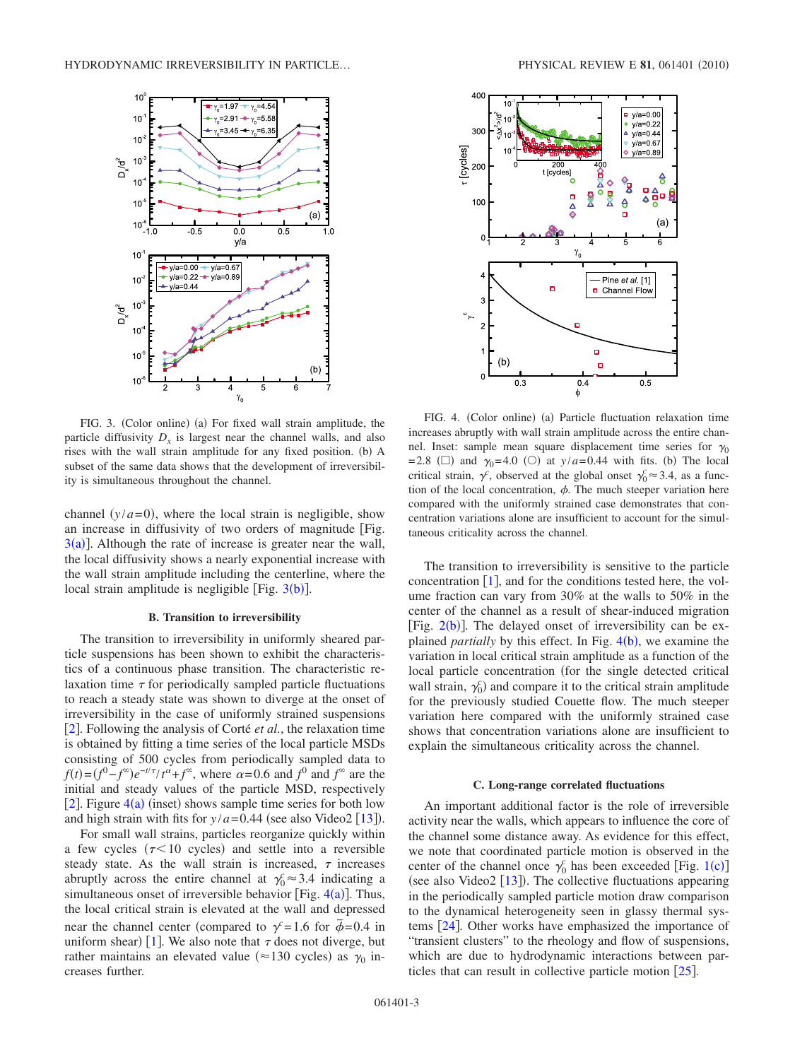FIG. 3. (Color online) (a) For fixed wall strain amplitude, the particle diffusivity $D_x$ is largest near the channel walls, and also rises with the wall strain amplitude for any fixed position. (b) A subset of the same data shows that the development of irreversibility is simultaneous throughout the channel.

FIG. 4. (Color online) (a) Particle fluctuation relaxation time increases abruptly with wall strain amplitude across the entire channel. Inset: sample mean square displacement time series for $\gamma_0=2.8$ (□) and $\gamma_0=4.0$ (○) at $y/a=0.44$ with fits. (b) The local critical strain, $\gamma^c$, observed at the global onset $\gamma_0^c\approx 3.4$, as a function of the local concentration, $\phi$. The much steeper variation here compared with the uniformly strained case demonstrates that concentration variations alone are insufficient to account for the simultaneous criticality across the channel.

channel ($y/a=0$), where the local strain is negligible, show an increase in diffusivity of two orders of magnitude [Fig. 3(a)]. Although the rate of increase is greater near the wall, the local diffusivity shows a nearly exponential increase with the wall strain amplitude including the centerline, where the local strain amplitude is negligible [Fig. 3(b)].

### B. Transition to irreversibility

The transition to irreversibility in uniformly sheared particle suspensions has been shown to exhibit the characteristics of a continuous phase transition. The characteristic relaxation time $\tau$ for periodically sampled particle fluctuations to reach a steady state was shown to diverge at the onset of irreversibility in the case of uniformly strained suspensions [2]. Following the analysis of Corté *et al.*, the relaxation time is obtained by fitting a time series of the local particle MSDs consisting of 500 cycles from periodically sampled data to $f(t)=(f^0-f^\infty)e^{-t/\tau}/t^\alpha+f^\infty$, where $\alpha=0.6$ and $f^0$ and $f^\infty$ are the initial and steady values of the particle MSD, respectively [2]. Figure 4(a) (inset) shows sample time series for both low and high strain with fits for $y/a=0.44$ (see also Video2 [13]).

For small wall strains, particles reorganize quickly within a few cycles ($\tau<10$ cycles) and settle into a reversible steady state. As the wall strain is increased, $\tau$ increases abruptly across the entire channel at $\gamma_0^c\approx 3.4$ indicating a simultaneous onset of irreversible behavior [Fig. 4(a)]. Thus, the local critical strain is elevated at the wall and depressed near the channel center (compared to $\gamma^c=1.6$ for $\bar{\phi}=0.4$ in uniform shear) [1]. We also note that $\tau$ does not diverge, but rather maintains an elevated value ($\approx$130 cycles) as $\gamma_0$ increases further.

The transition to irreversibility is sensitive to the particle concentration [1], and for the conditions tested here, the volume fraction can vary from 30% at the walls to 50% in the center of the channel as a result of shear-induced migration [Fig. 2(b)]. The delayed onset of irreversibility can be explained *partially* by this effect. In Fig. 4(b), we examine the variation in local critical strain amplitude as a function of the local particle concentration (for the single detected critical wall strain, $\gamma_0^c$) and compare it to the critical strain amplitude for the previously studied Couette flow. The much steeper variation here compared with the uniformly strained case shows that concentration variations alone are insufficient to explain the simultaneous criticality across the channel.

### C. Long-range correlated fluctuations

An important additional factor is the role of irreversible activity near the walls, which appears to influence the core of the channel some distance away. As evidence for this effect, we note that coordinated particle motion is observed in the center of the channel once $\gamma_0^c$ has been exceeded [Fig. 1(c)] (see also Video2 [13]). The collective fluctuations appearing in the periodically sampled particle motion draw comparison to the dynamical heterogeneity seen in glassy thermal systems [24]. Other works have emphasized the importance of "transient clusters" to the rheology and flow of suspensions, which are due to hydrodynamic interactions between particles that can result in collective particle motion [25].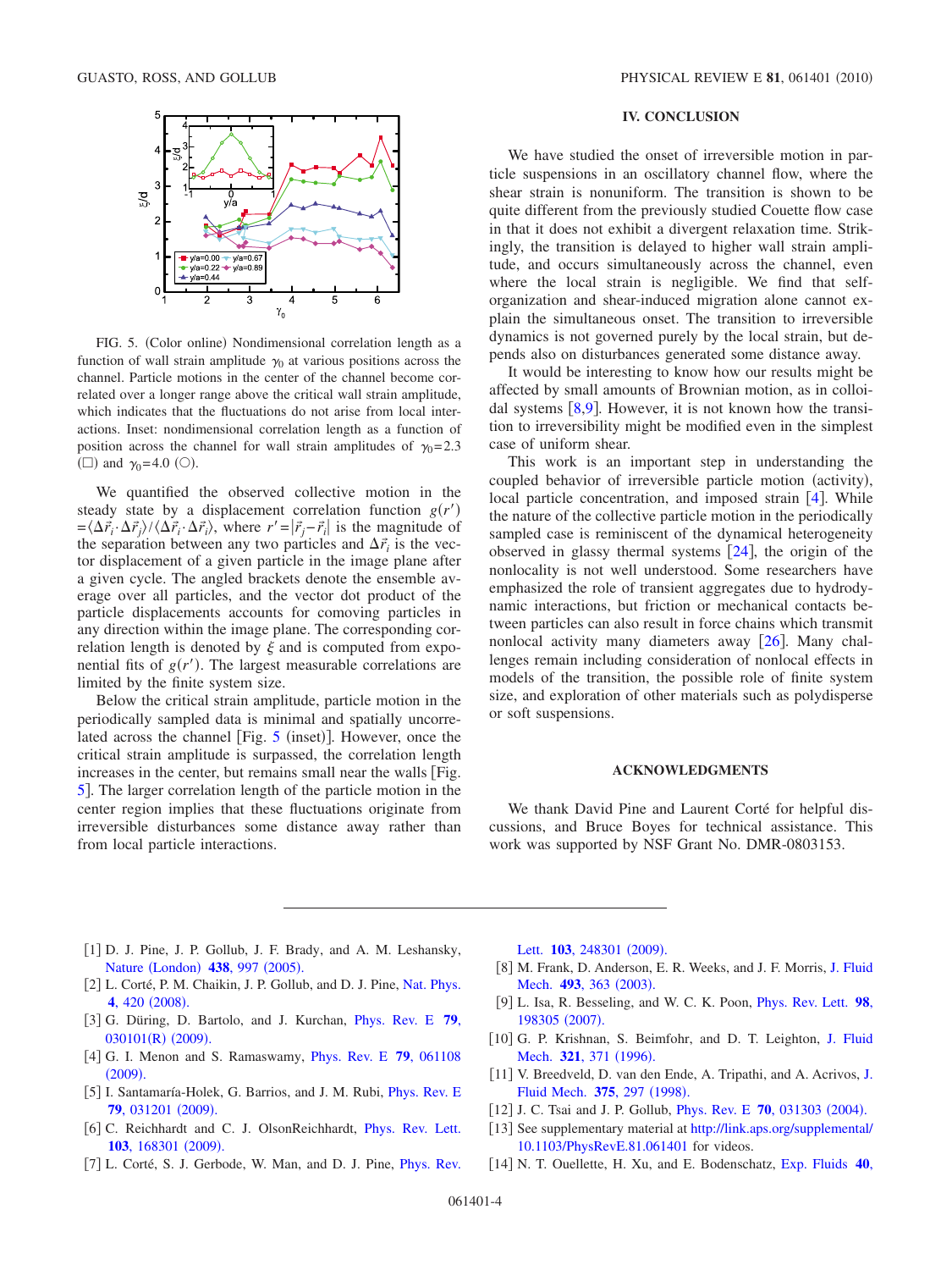FIG. 5. (Color online) Nondimensional correlation length as a function of wall strain amplitude $\gamma_0$ at various positions across the channel. Particle motions in the center of the channel become correlated over a longer range above the critical wall strain amplitude, which indicates that the fluctuations do not arise from local interactions. Inset: nondimensional correlation length as a function of position across the channel for wall strain amplitudes of $\gamma_0=2.3$ (□) and $\gamma_0=4.0$ (○).

We quantified the observed collective motion in the steady state by a displacement correlation function $g(r')=\langle \Delta\vec{r}_i \cdot \Delta\vec{r}_j \rangle / \langle \Delta\vec{r}_i \cdot \Delta\vec{r}_i \rangle$, where $r'=|\vec{r}_j-\vec{r}_i|$ is the magnitude of the separation between any two particles and $\Delta\vec{r}_i$ is the vector displacement of a given particle in the image plane after a given cycle. The angled brackets denote the ensemble average over all particles, and the vector dot product of the particle displacements accounts for comoving particles in any direction within the image plane. The corresponding correlation length is denoted by $\xi$ and is computed from exponential fits of $g(r')$. The largest measurable correlations are limited by the finite system size.

Below the critical strain amplitude, particle motion in the periodically sampled data is minimal and spatially uncorrelated across the channel [Fig. 5 (inset)]. However, once the critical strain amplitude is surpassed, the correlation length increases in the center, but remains small near the walls [Fig. 5]. The larger correlation length of the particle motion in the center region implies that these fluctuations originate from irreversible disturbances some distance away rather than from local particle interactions.

## IV. CONCLUSION

We have studied the onset of irreversible motion in particle suspensions in an oscillatory channel flow, where the shear strain is nonuniform. The transition is shown to be quite different from the previously studied Couette flow case in that it does not exhibit a divergent relaxation time. Strikingly, the transition is delayed to higher wall strain amplitude, and occurs simultaneously across the channel, even where the local strain is negligible. We find that self-organization and shear-induced migration alone cannot explain the simultaneous onset. The transition to irreversible dynamics is not governed purely by the local strain, but depends also on disturbances generated some distance away.

It would be interesting to know how our results might be affected by small amounts of Brownian motion, as in colloidal systems [8,9]. However, it is not known how the transition to irreversibility might be modified even in the simplest case of uniform shear.

This work is an important step in understanding the coupled behavior of irreversible particle motion (activity), local particle concentration, and imposed strain [4]. While the nature of the collective particle motion in the periodically sampled case is reminiscent of the dynamical heterogeneity observed in glassy thermal systems [24], the origin of the nonlocality is not well understood. Some researchers have emphasized the role of transient aggregates due to hydrodynamic interactions, but friction or mechanical contacts between particles can also result in force chains which transmit nonlocal activity many diameters away [26]. Many challenges remain including consideration of nonlocal effects in models of the transition, the possible role of finite system size, and exploration of other materials such as polydisperse or soft suspensions.

## ACKNOWLEDGMENTS

We thank David Pine and Laurent Corté for helpful discussions, and Bruce Boyes for technical assistance. This work was supported by NSF Grant No. DMR-0803153.

[1] D. J. Pine, J. P. Gollub, J. F. Brady, and A. M. Leshansky, Nature (London) **438**, 997 (2005).
[2] L. Corté, P. M. Chaikin, J. P. Gollub, and D. J. Pine, Nat. Phys. **4**, 420 (2008).
[3] G. Düring, D. Bartolo, and J. Kurchan, Phys. Rev. E **79**, 030101(R) (2009).
[4] G. I. Menon and S. Ramaswamy, Phys. Rev. E **79**, 061108 (2009).
[5] I. Santamaría-Holek, G. Barrios, and J. M. Rubi, Phys. Rev. E **79**, 031201 (2009).
[6] C. Reichhardt and C. J. OlsonReichhardt, Phys. Rev. Lett. **103**, 168301 (2009).
[7] L. Corté, S. J. Gerbode, W. Man, and D. J. Pine, Phys. Rev. Lett. **103**, 248301 (2009).
[8] M. Frank, D. Anderson, E. R. Weeks, and J. F. Morris, J. Fluid Mech. **493**, 363 (2003).
[9] L. Isa, R. Besseling, and W. C. K. Poon, Phys. Rev. Lett. **98**, 198305 (2007).
[10] G. P. Krishnan, S. Beimfohr, and D. T. Leighton, J. Fluid Mech. **321**, 371 (1996).
[11] V. Breedveld, D. van den Ende, A. Tripathi, and A. Acrivos, J. Fluid Mech. **375**, 297 (1998).
[12] J. C. Tsai and J. P. Gollub, Phys. Rev. E **70**, 031303 (2004).
[13] See supplementary material at http://link.aps.org/supplemental/10.1103/PhysRevE.81.061401 for videos.
[14] N. T. Ouellette, H. Xu, and E. Bodenschatz, Exp. Fluids **40**,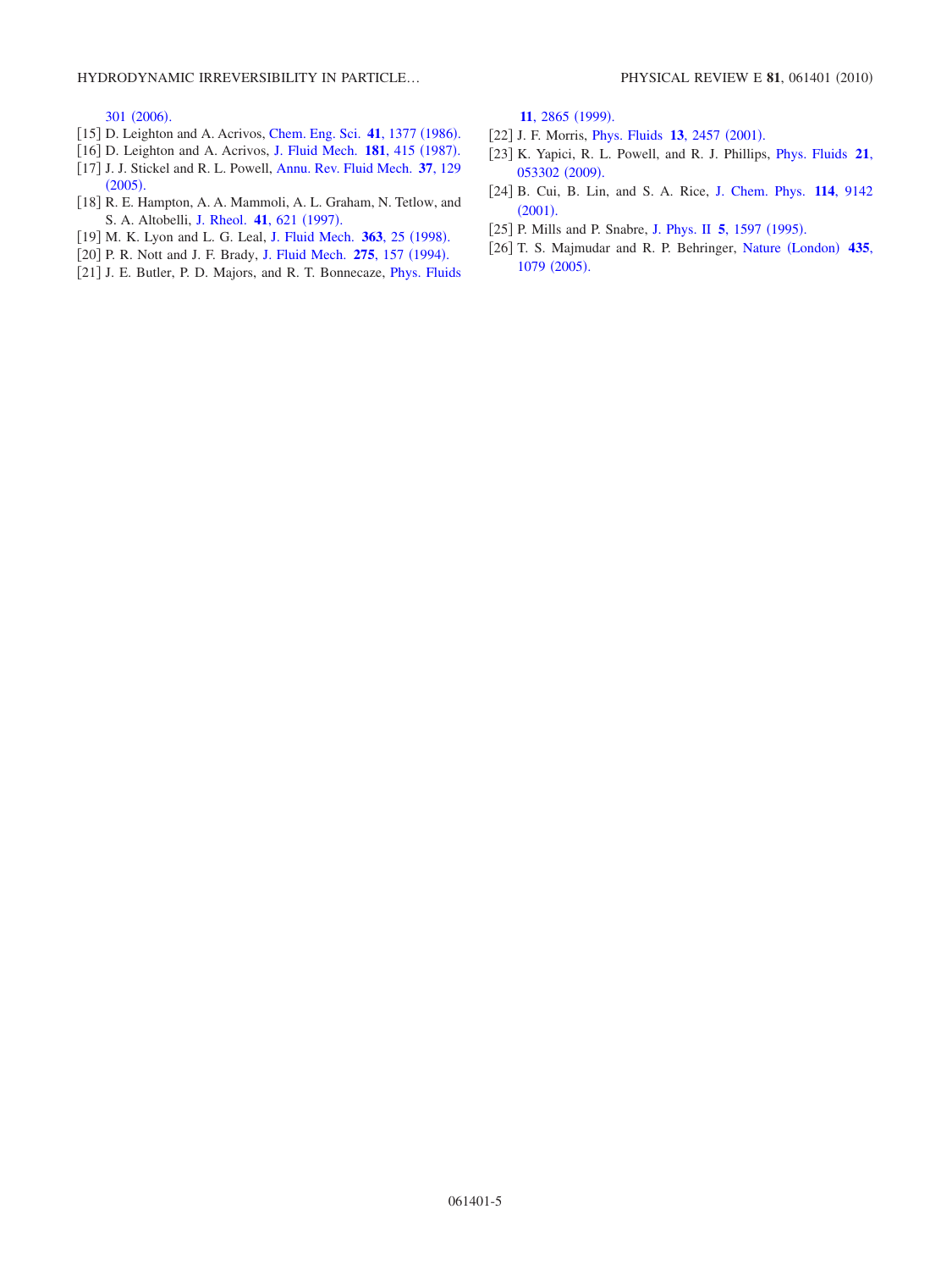301 (2006).

[15] D. Leighton and A. Acrivos, Chem. Eng. Sci. **41**, 1377 (1986).

[16] D. Leighton and A. Acrivos, J. Fluid Mech. **181**, 415 (1987).

[17] J. J. Stickel and R. L. Powell, Annu. Rev. Fluid Mech. **37**, 129 (2005).

[18] R. E. Hampton, A. A. Mammoli, A. L. Graham, N. Tetlow, and S. A. Altobelli, J. Rheol. **41**, 621 (1997).

[19] M. K. Lyon and L. G. Leal, J. Fluid Mech. **363**, 25 (1998).

[20] P. R. Nott and J. F. Brady, J. Fluid Mech. **275**, 157 (1994).

[21] J. E. Butler, P. D. Majors, and R. T. Bonnecaze, Phys. Fluids **11**, 2865 (1999).

[22] J. F. Morris, Phys. Fluids **13**, 2457 (2001).

[23] K. Yapici, R. L. Powell, and R. J. Phillips, Phys. Fluids **21**, 053302 (2009).

[24] B. Cui, B. Lin, and S. A. Rice, J. Chem. Phys. **114**, 9142 (2001).

[25] P. Mills and P. Snabre, J. Phys. II **5**, 1597 (1995).

[26] T. S. Majmudar and R. P. Behringer, Nature (London) **435**, 1079 (2005).